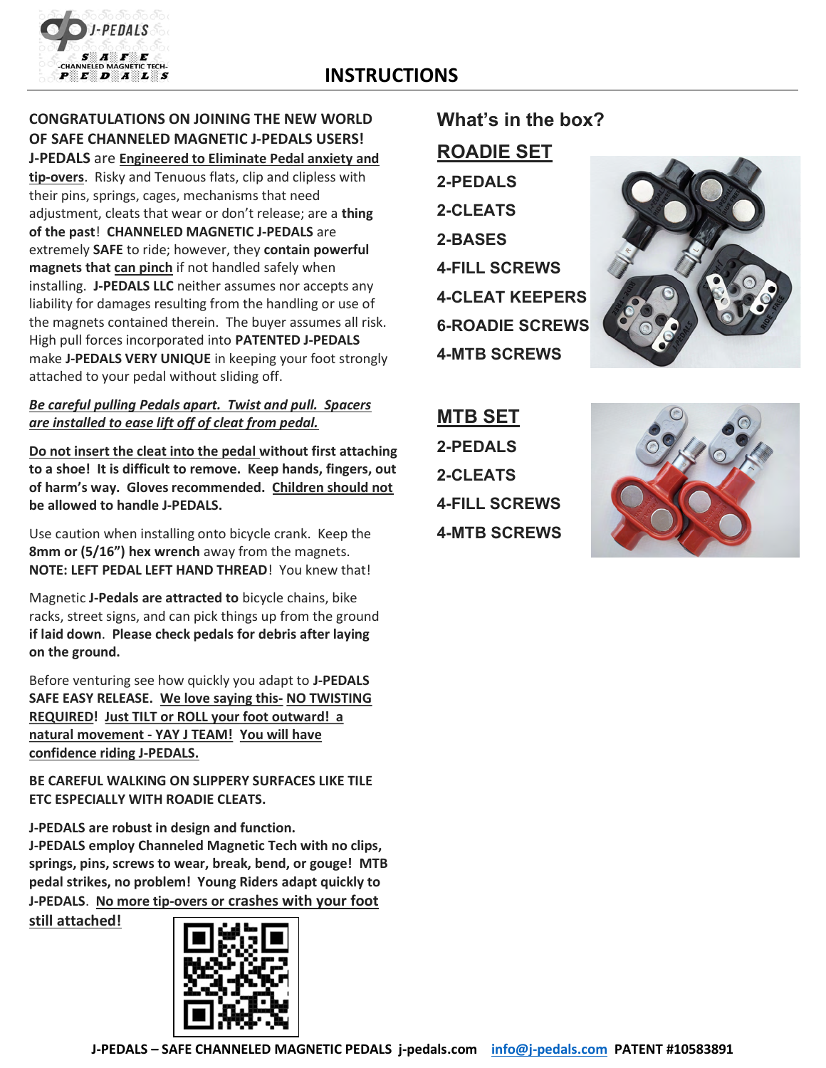# INSTRUCTIONS

**CONGRATULATIONS ON JOINING THE NEW WORLD OF SAFE CHANNELED MAGNETIC J-PEDALS USERS!**

**J-PEDALS** are **Engineered to Eliminate Pedal anxiety and tip-overs**. Risky and Tenuous flats, clip and clipless with their pins, springs, cages, mechanisms that need adjustment, cleats that wear or don't release; are a **thing of the past**! **CHANNELED MAGNETIC J-PEDALS** are extremely **SAFE** to ride; however, they **contain powerful magnets that can pinch** if not handled safely when installing. **J-PEDALS LLC** neither assumes nor accepts any liability for damages resulting from the handling or use of the magnets contained therein. The buyer assumes all risk. High pull forces incorporated into **PATENTED J-PEDALS** make **J-PEDALS VERY UNIQUE** in keeping your foot strongly attached to your pedal without sliding off.

***Be careful pulling Pedals apart. Twist and pull. Spacers are installed to ease lift off of cleat from pedal.***

**Do not insert the cleat into the pedal without first attaching to a shoe! It is difficult to remove. Keep hands, fingers, out of harm's way. Gloves recommended. Children should not be allowed to handle J-PEDALS.**

Use caution when installing onto bicycle crank. Keep the **8mm or (5/16") hex wrench** away from the magnets. **NOTE: LEFT PEDAL LEFT HAND THREAD**! You knew that!

Magnetic **J-Pedals are attracted to** bicycle chains, bike racks, street signs, and can pick things up from the ground **if laid down**. **Please check pedals for debris after laying on the ground.**

Before venturing see how quickly you adapt to **J-PEDALS SAFE EASY RELEASE. We love saying this- NO TWISTING REQUIRED! Just TILT or ROLL your foot outward! a natural movement - YAY J TEAM! You will have confidence riding J-PEDALS.**

**BE CAREFUL WALKING ON SLIPPERY SURFACES LIKE TILE ETC ESPECIALLY WITH ROADIE CLEATS.**

**J-PEDALS are robust in design and function.**
**J-PEDALS employ Channeled Magnetic Tech with no clips, springs, pins, screws to wear, break, bend, or gouge! MTB pedal strikes, no problem! Young Riders adapt quickly to J-PEDALS. No more tip-overs or crashes with your foot still attached!**

## What's in the box?

### ROADIE SET

- 2-PEDALS
- 2-CLEATS
- 2-BASES
- 4-FILL SCREWS
- 4-CLEAT KEEPERS
- 6-ROADIE SCREWS
- 4-MTB SCREWS

### MTB SET

- 2-PEDALS
- 2-CLEATS
- 4-FILL SCREWS
- 4-MTB SCREWS

J-PEDALS – SAFE CHANNELED MAGNETIC PEDALS j-pedals.com info@j-pedals.com PATENT #10583891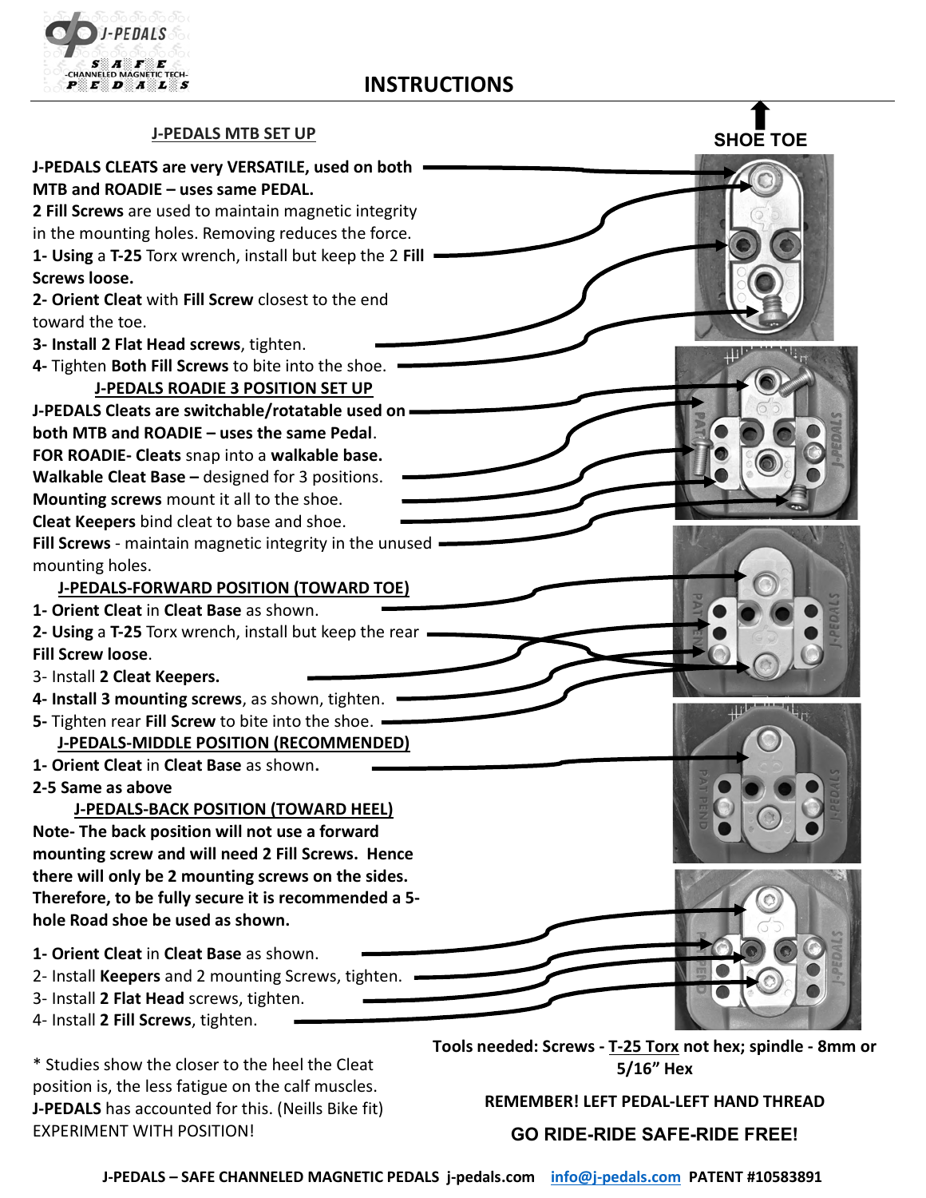# INSTRUCTIONS

**SHOE TOE**

## J-PEDALS MTB SET UP

**J-PEDALS CLEATS are very VERSATILE, used on both MTB and ROADIE – uses same PEDAL.**

**2 Fill Screws** are used to maintain magnetic integrity in the mounting holes. Removing reduces the force.

**1- Using** a **T-25** Torx wrench, install but keep the 2 **Fill Screws loose.**

**2- Orient Cleat** with **Fill Screw** closest to the end toward the toe.

**3- Install 2 Flat Head screws**, tighten.

**4-** Tighten **Both Fill Screws** to bite into the shoe.

## J-PEDALS ROADIE 3 POSITION SET UP

**J-PEDALS Cleats are switchable/rotatable used on both MTB and ROADIE – uses the same Pedal**.

**FOR ROADIE- Cleats** snap into a **walkable base.**

**Walkable Cleat Base –** designed for 3 positions.

**Mounting screws** mount it all to the shoe.

**Cleat Keepers** bind cleat to base and shoe.

**Fill Screws** - maintain magnetic integrity in the unused mounting holes.

### J-PEDALS-FORWARD POSITION (TOWARD TOE)

**1- Orient Cleat** in **Cleat Base** as shown.

**2- Using** a **T-25** Torx wrench, install but keep the rear **Fill Screw loose**.

3- Install **2 Cleat Keepers.**

**4- Install 3 mounting screws**, as shown, tighten.

**5-** Tighten rear **Fill Screw** to bite into the shoe.

### J-PEDALS-MIDDLE POSITION (RECOMMENDED)

**1- Orient Cleat** in **Cleat Base** as shown**.**

**2-5 Same as above**

### J-PEDALS-BACK POSITION (TOWARD HEEL)

**Note- The back position will not use a forward mounting screw and will need 2 Fill Screws. Hence there will only be 2 mounting screws on the sides. Therefore, to be fully secure it is recommended a 5-hole Road shoe be used as shown.**

**1- Orient Cleat** in **Cleat Base** as shown.

2- Install **Keepers** and 2 mounting Screws, tighten.

3- Install **2 Flat Head** screws, tighten.

4- Install **2 Fill Screws**, tighten.

\* Studies show the closer to the heel the Cleat position is, the less fatigue on the calf muscles. **J-PEDALS** has accounted for this. (Neills Bike fit) EXPERIMENT WITH POSITION!

**Tools needed: Screws - T-25 Torx not hex; spindle - 8mm or 5/16" Hex**

**REMEMBER! LEFT PEDAL-LEFT HAND THREAD**

**GO RIDE-RIDE SAFE-RIDE FREE!**

**J-PEDALS – SAFE CHANNELED MAGNETIC PEDALS j-pedals.com info@j-pedals.com PATENT #10583891**